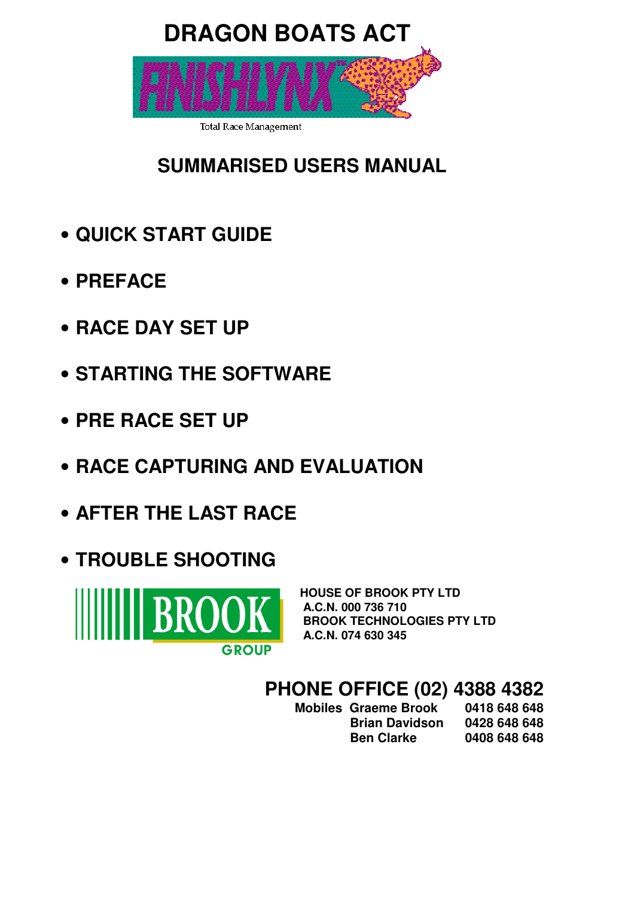# DRAGON BOATS ACT

FINISHLYNX

Total Race Management

## SUMMARISED USERS MANUAL

- **QUICK START GUIDE**
- **PREFACE**
- **RACE DAY SET UP**
- **STARTING THE SOFTWARE**
- **PRE RACE SET UP**
- **RACE CAPTURING AND EVALUATION**
- **AFTER THE LAST RACE**
- **TROUBLE SHOOTING**

BROOK GROUP

**HOUSE OF BROOK PTY LTD**
**A.C.N. 000 736 710**
**BROOK TECHNOLOGIES PTY LTD**
**A.C.N. 074 630 345**

**PHONE OFFICE (02) 4388 4382**

| | | |
|---|---|---|
| **Mobiles** | **Graeme Brook** | **0418 648 648** |
| | **Brian Davidson** | **0428 648 648** |
| | **Ben Clarke** | **0408 648 648** |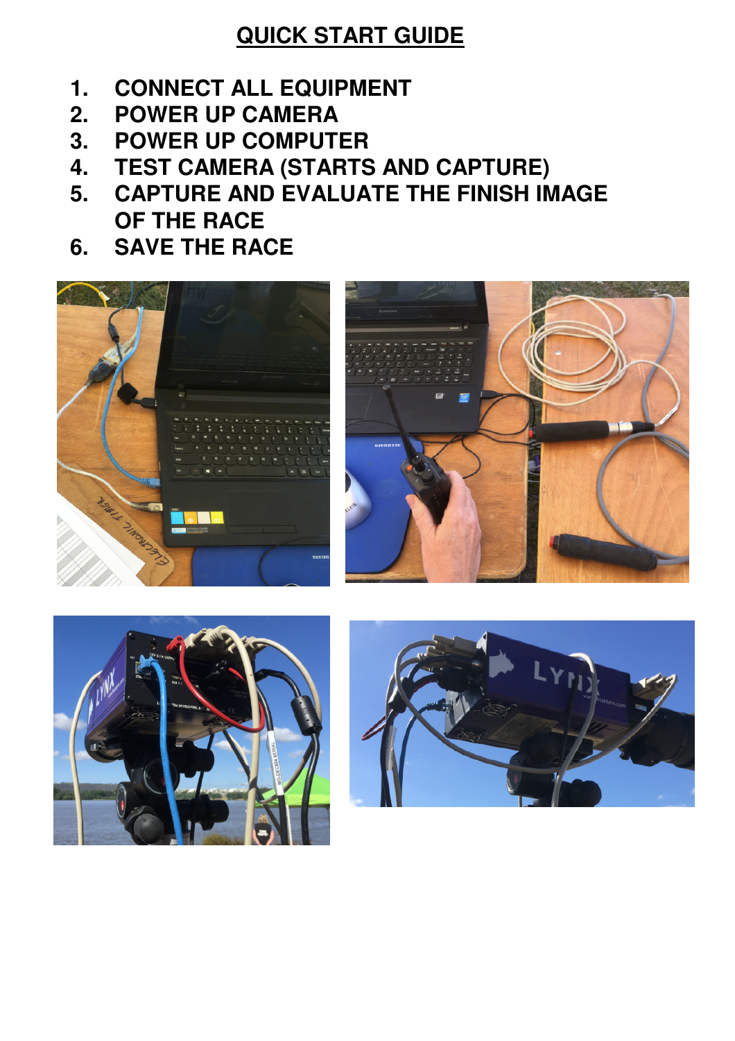# QUICK START GUIDE

1. CONNECT ALL EQUIPMENT
2. POWER UP CAMERA
3. POWER UP COMPUTER
4. TEST CAMERA (STARTS AND CAPTURE)
5. CAPTURE AND EVALUATE THE FINISH IMAGE OF THE RACE
6. SAVE THE RACE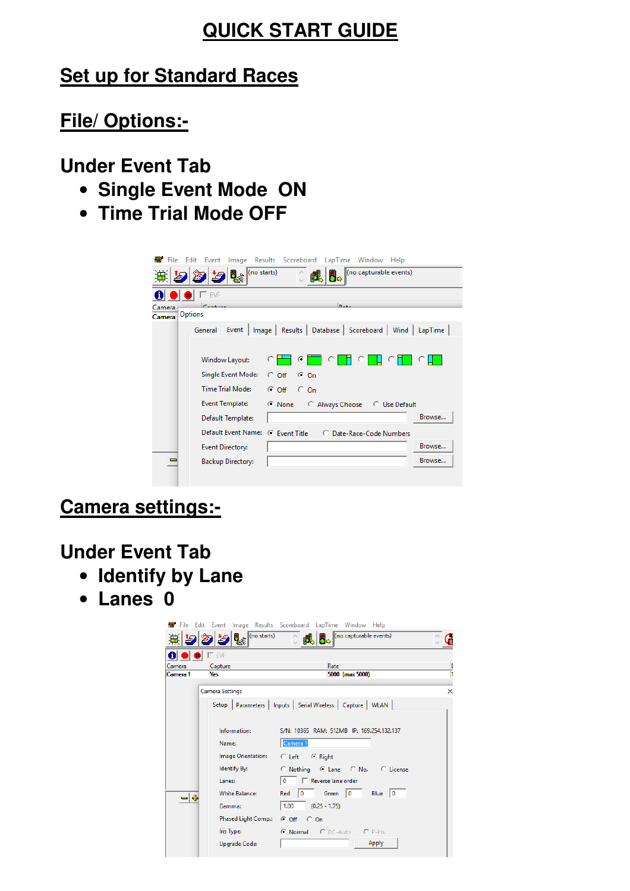# QUICK START GUIDE

## Set up for Standard Races

## File/ Options:-

### Under Event Tab

- **Single Event Mode ON**
- **Time Trial Mode OFF**

## Camera settings:-

### Under Event Tab

- **Identify by Lane**
- **Lanes 0**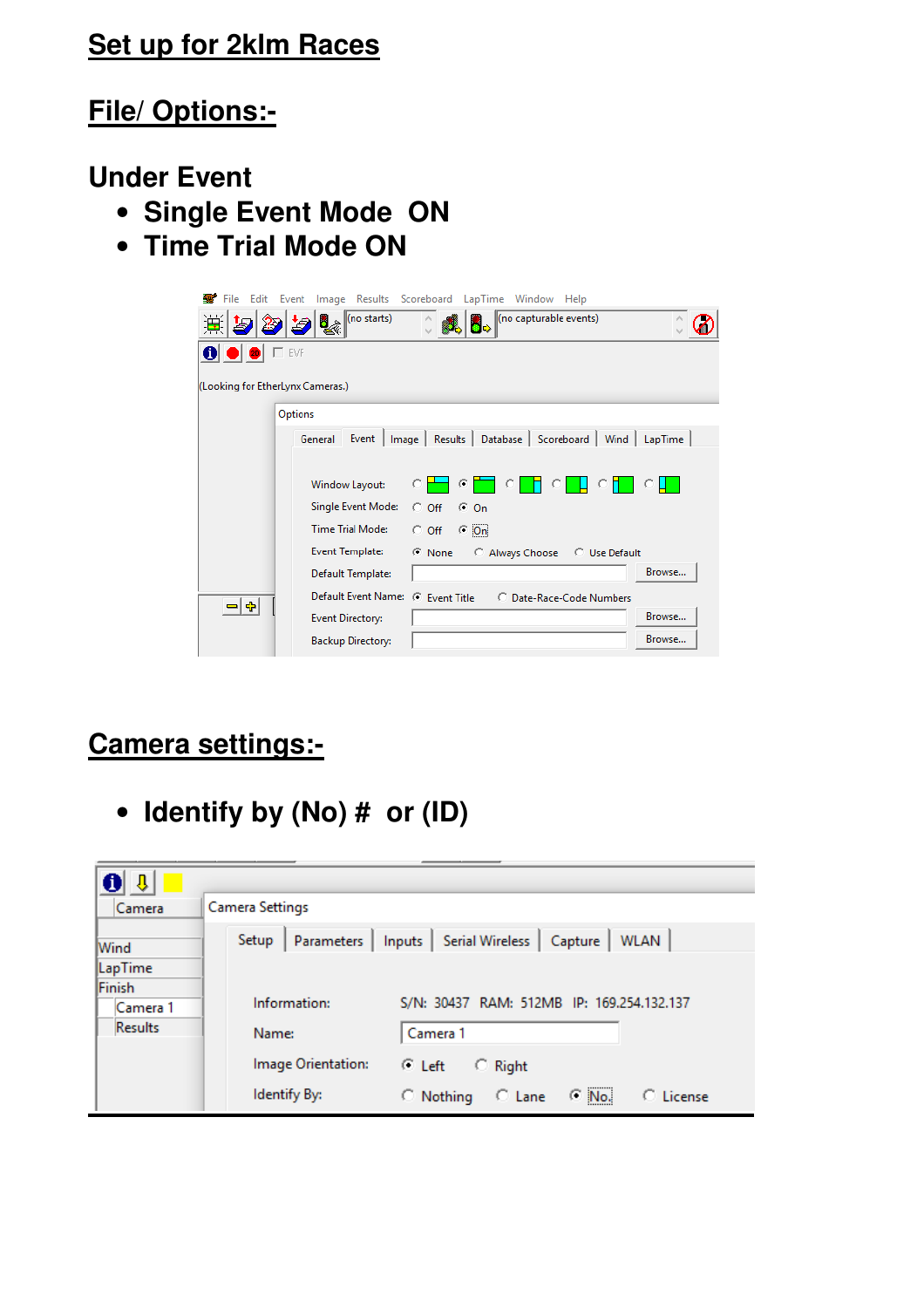# Set up for 2klm Races

## File/ Options:-

### Under Event

- **Single Event Mode ON**
- **Time Trial Mode ON**

## Camera settings:-

- **Identify by (No) # or (ID)**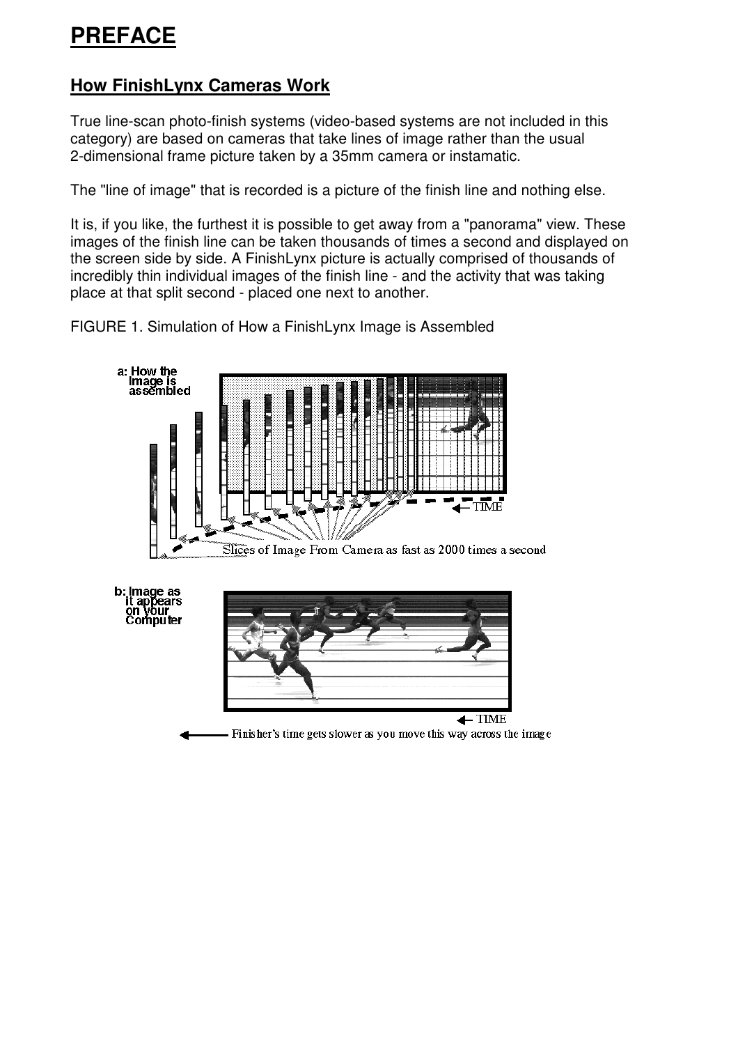# PREFACE

## How FinishLynx Cameras Work

True line-scan photo-finish systems (video-based systems are not included in this category) are based on cameras that take lines of image rather than the usual 2-dimensional frame picture taken by a 35mm camera or instamatic.

The "line of image" that is recorded is a picture of the finish line and nothing else.

It is, if you like, the furthest it is possible to get away from a "panorama" view. These images of the finish line can be taken thousands of times a second and displayed on the screen side by side. A FinishLynx picture is actually comprised of thousands of incredibly thin individual images of the finish line - and the activity that was taking place at that split second - placed one next to another.

FIGURE 1. Simulation of How a FinishLynx Image is Assembled

a: How the Image is assembled

← TIME

Slices of Image From Camera as fast as 2000 times a second

b: Image as it appears on your Computer

← TIME

← Finisher's time gets slower as you move this way across the image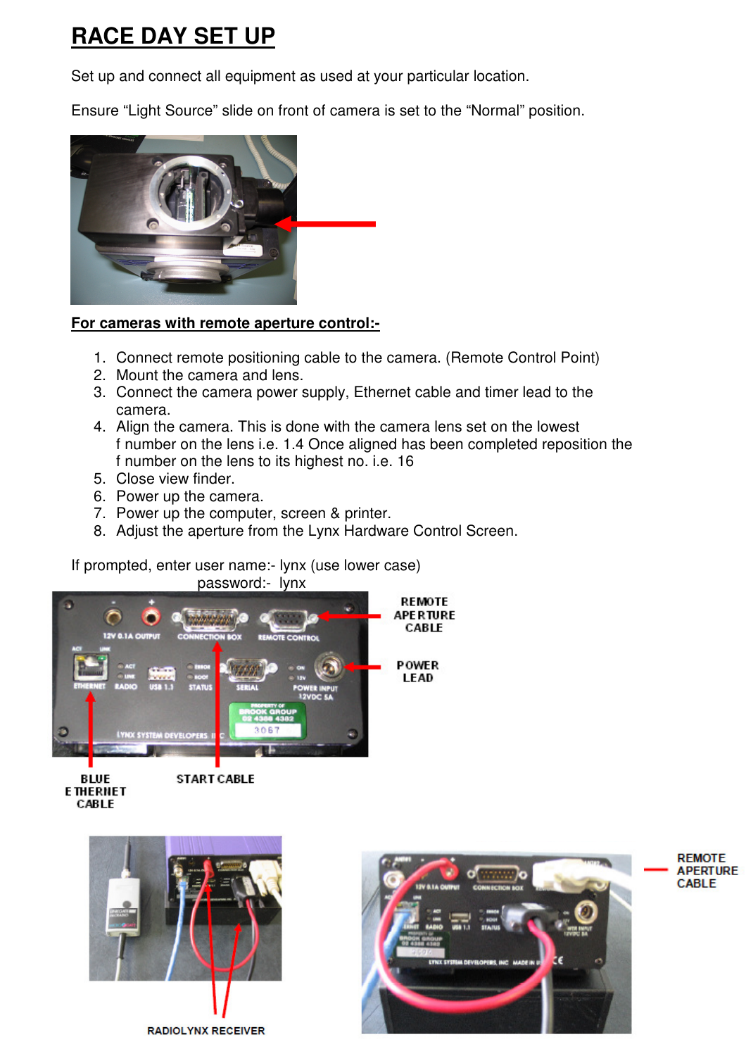# RACE DAY SET UP

Set up and connect all equipment as used at your particular location.

Ensure “Light Source” slide on front of camera is set to the “Normal” position.

**For cameras with remote aperture control:-**

1. Connect remote positioning cable to the camera. (Remote Control Point)
2. Mount the camera and lens.
3. Connect the camera power supply, Ethernet cable and timer lead to the camera.
4. Align the camera. This is done with the camera lens set on the lowest f number on the lens i.e. 1.4 Once aligned has been completed reposition the f number on the lens to its highest no. i.e. 16
5. Close view finder.
6. Power up the camera.
7. Power up the computer, screen & printer.
8. Adjust the aperture from the Lynx Hardware Control Screen.

If prompted, enter user name:- lynx (use lower case)
password:- lynx

REMOTE APERTURE CABLE

POWER LEAD

BLUE ETHERNET CABLE

START CABLE

RADIOLYNX RECEIVER

REMOTE APERTURE CABLE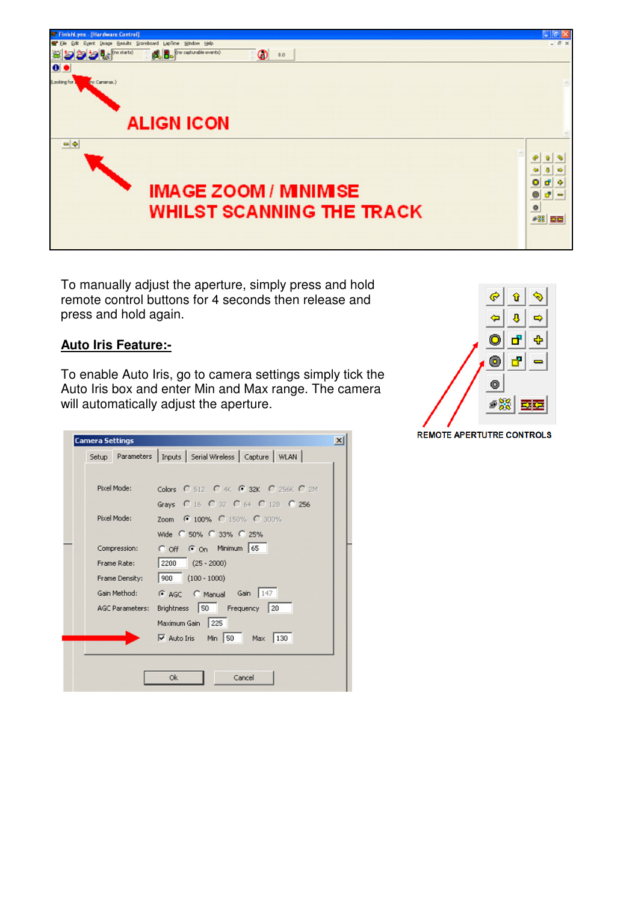ALIGN ICON

IMAGE ZOOM / MINIMISE
WHILST SCANNING THE TRACK

To manually adjust the aperture, simply press and hold remote control buttons for 4 seconds then release and press and hold again.

REMOTE APERTUTRE CONTROLS

## Auto Iris Feature:-

To enable Auto Iris, go to camera settings simply tick the Auto Iris box and enter Min and Max range. The camera will automatically adjust the aperture.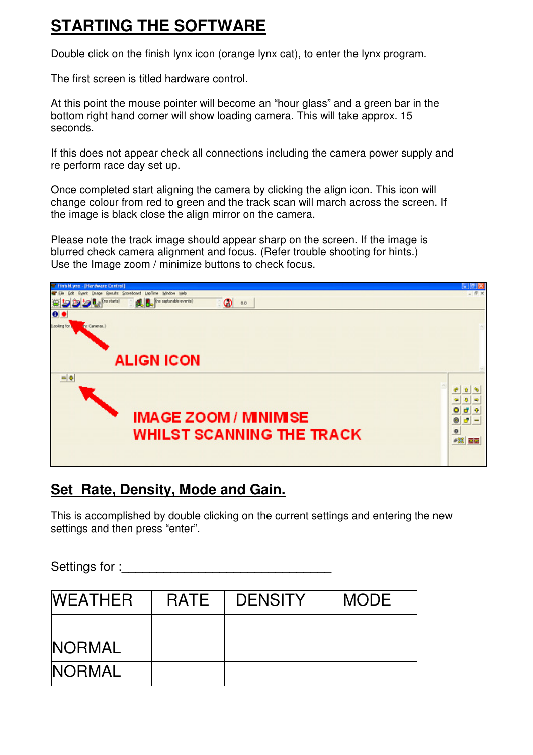# STARTING THE SOFTWARE

Double click on the finish lynx icon (orange lynx cat), to enter the lynx program.

The first screen is titled hardware control.

At this point the mouse pointer will become an “hour glass” and a green bar in the bottom right hand corner will show loading camera. This will take approx. 15 seconds.

If this does not appear check all connections including the camera power supply and re perform race day set up.

Once completed start aligning the camera by clicking the align icon. This icon will change colour from red to green and the track scan will march across the screen. If the image is black close the align mirror on the camera.

Please note the track image should appear sharp on the screen. If the image is blurred check camera alignment and focus. (Refer trouble shooting for hints.)
Use the Image zoom / minimize buttons to check focus.

ALIGN ICON

IMAGE ZOOM / MINIMISE WHILST SCANNING THE TRACK

## Set Rate, Density, Mode and Gain.

This is accomplished by double clicking on the current settings and entering the new settings and then press “enter”.

Settings for :______________________________

| WEATHER | RATE | DENSITY | MODE |
|---|---|---|---|
| | | | |
| NORMAL | | | |
| NORMAL | | | |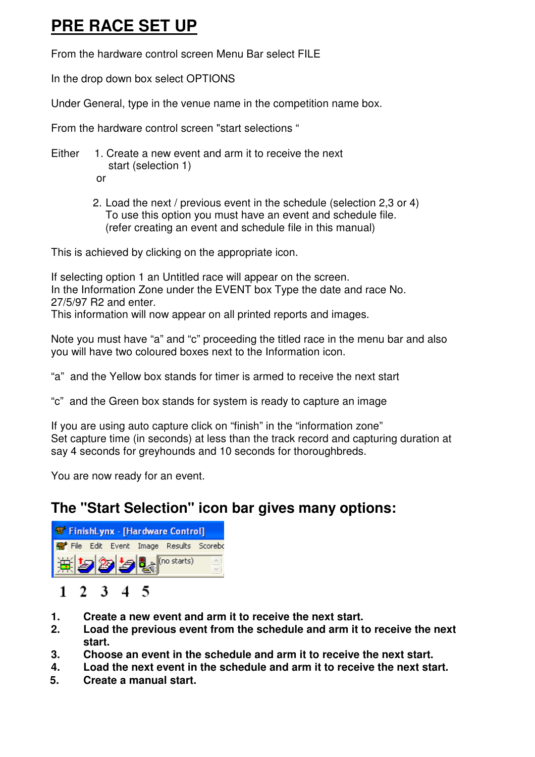# PRE RACE SET UP

From the hardware control screen Menu Bar select FILE

In the drop down box select OPTIONS

Under General, type in the venue name in the competition name box.

From the hardware control screen "start selections "

Either 1. Create a new event and arm it to receive the next start (selection 1)

or

2. Load the next / previous event in the schedule (selection 2,3 or 4)
   To use this option you must have an event and schedule file.
   (refer creating an event and schedule file in this manual)

This is achieved by clicking on the appropriate icon.

If selecting option 1 an Untitled race will appear on the screen.
In the Information Zone under the EVENT box Type the date and race No.
27/5/97 R2 and enter.
This information will now appear on all printed reports and images.

Note you must have "a" and "c" proceeding the titled race in the menu bar and also you will have two coloured boxes next to the Information icon.

"a" and the Yellow box stands for timer is armed to receive the next start

"c" and the Green box stands for system is ready to capture an image

If you are using auto capture click on "finish" in the "information zone"
Set capture time (in seconds) at less than the track record and capturing duration at say 4 seconds for greyhounds and 10 seconds for thoroughbreds.

You are now ready for an event.

## The "Start Selection" icon bar gives many options:

FinishLynx - [Hardware Control]

File Edit Event Image Results Scorebc

(no starts)

1 2 3 4 5

1. **Create a new event and arm it to receive the next start.**
2. **Load the previous event from the schedule and arm it to receive the next start.**
3. **Choose an event in the schedule and arm it to receive the next start.**
4. **Load the next event in the schedule and arm it to receive the next start.**
5. **Create a manual start.**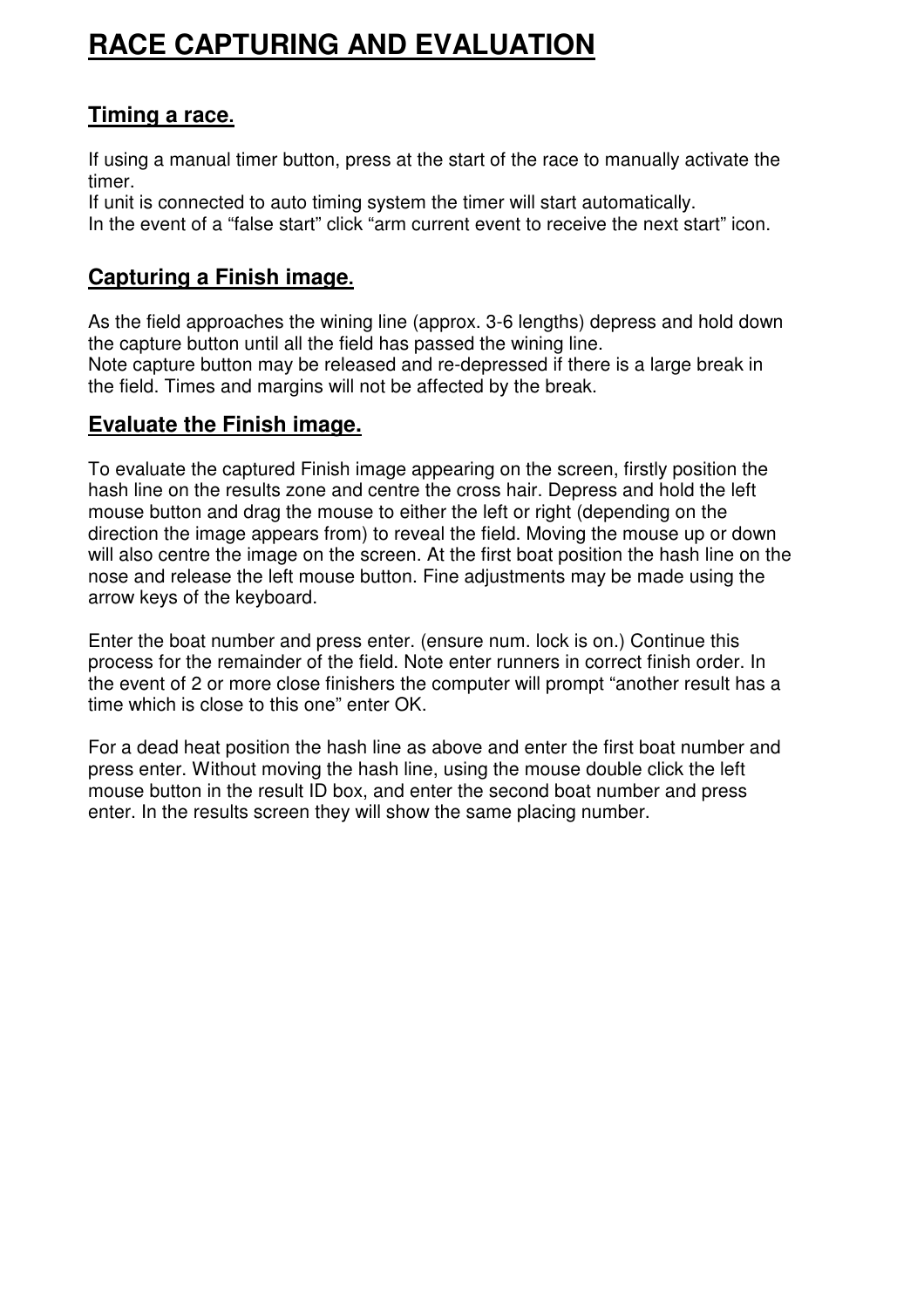# RACE CAPTURING AND EVALUATION

## Timing a race.

If using a manual timer button, press at the start of the race to manually activate the timer.
If unit is connected to auto timing system the timer will start automatically.
In the event of a “false start” click “arm current event to receive the next start” icon.

## Capturing a Finish image.

As the field approaches the wining line (approx. 3-6 lengths) depress and hold down the capture button until all the field has passed the wining line.
Note capture button may be released and re-depressed if there is a large break in the field. Times and margins will not be affected by the break.

## Evaluate the Finish image.

To evaluate the captured Finish image appearing on the screen, firstly position the hash line on the results zone and centre the cross hair. Depress and hold the left mouse button and drag the mouse to either the left or right (depending on the direction the image appears from) to reveal the field. Moving the mouse up or down will also centre the image on the screen. At the first boat position the hash line on the nose and release the left mouse button. Fine adjustments may be made using the arrow keys of the keyboard.

Enter the boat number and press enter. (ensure num. lock is on.) Continue this process for the remainder of the field. Note enter runners in correct finish order. In the event of 2 or more close finishers the computer will prompt “another result has a time which is close to this one” enter OK.

For a dead heat position the hash line as above and enter the first boat number and press enter. Without moving the hash line, using the mouse double click the left mouse button in the result ID box, and enter the second boat number and press enter. In the results screen they will show the same placing number.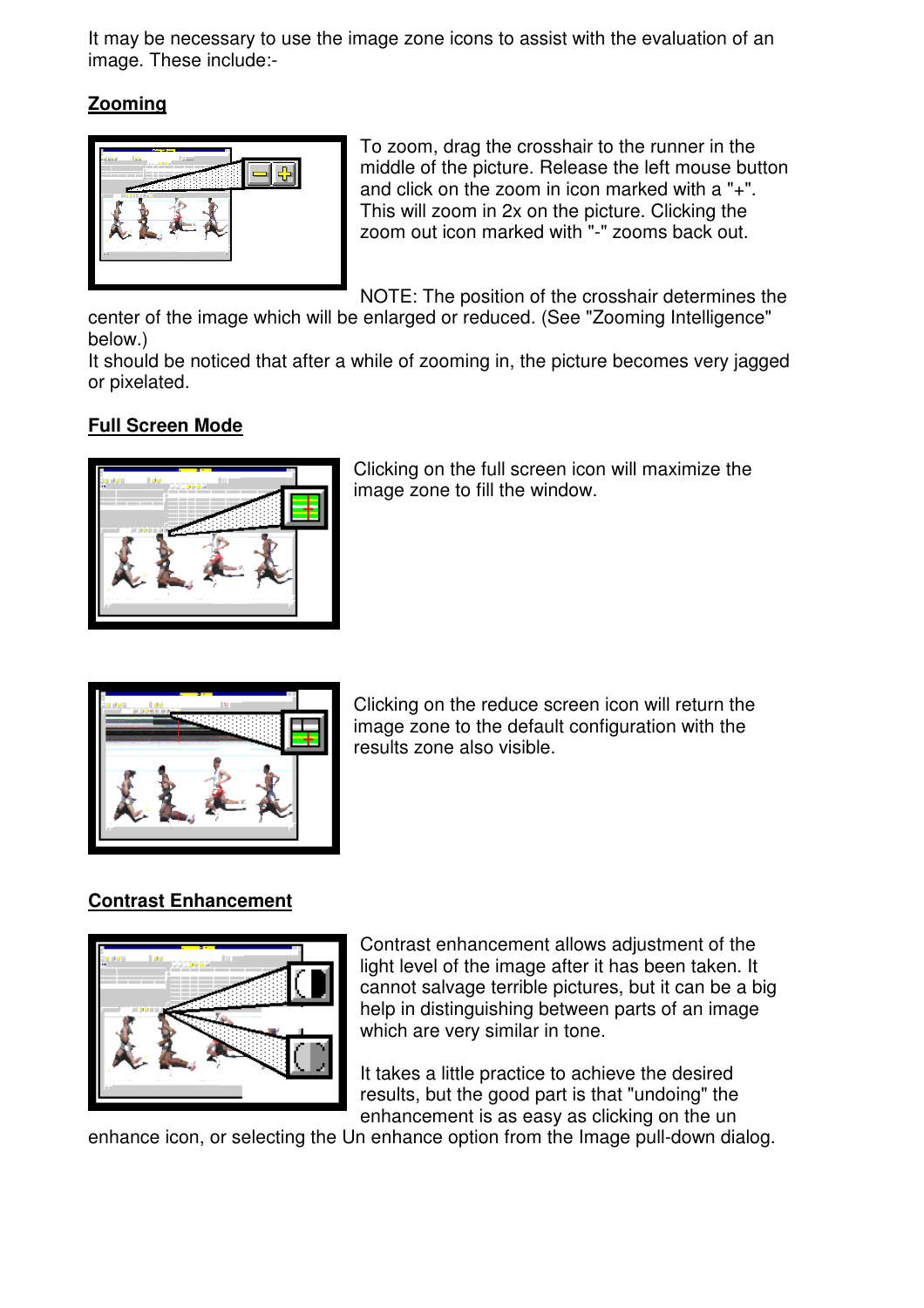It may be necessary to use the image zone icons to assist with the evaluation of an image. These include:-

## Zooming

To zoom, drag the crosshair to the runner in the middle of the picture. Release the left mouse button and click on the zoom in icon marked with a "+". This will zoom in 2x on the picture. Clicking the zoom out icon marked with "-" zooms back out.

NOTE: The position of the crosshair determines the center of the image which will be enlarged or reduced. (See "Zooming Intelligence" below.)
It should be noticed that after a while of zooming in, the picture becomes very jagged or pixelated.

## Full Screen Mode

Clicking on the full screen icon will maximize the image zone to fill the window.

Clicking on the reduce screen icon will return the image zone to the default configuration with the results zone also visible.

## Contrast Enhancement

Contrast enhancement allows adjustment of the light level of the image after it has been taken. It cannot salvage terrible pictures, but it can be a big help in distinguishing between parts of an image which are very similar in tone.

It takes a little practice to achieve the desired results, but the good part is that "undoing" the enhancement is as easy as clicking on the un enhance icon, or selecting the Un enhance option from the Image pull-down dialog.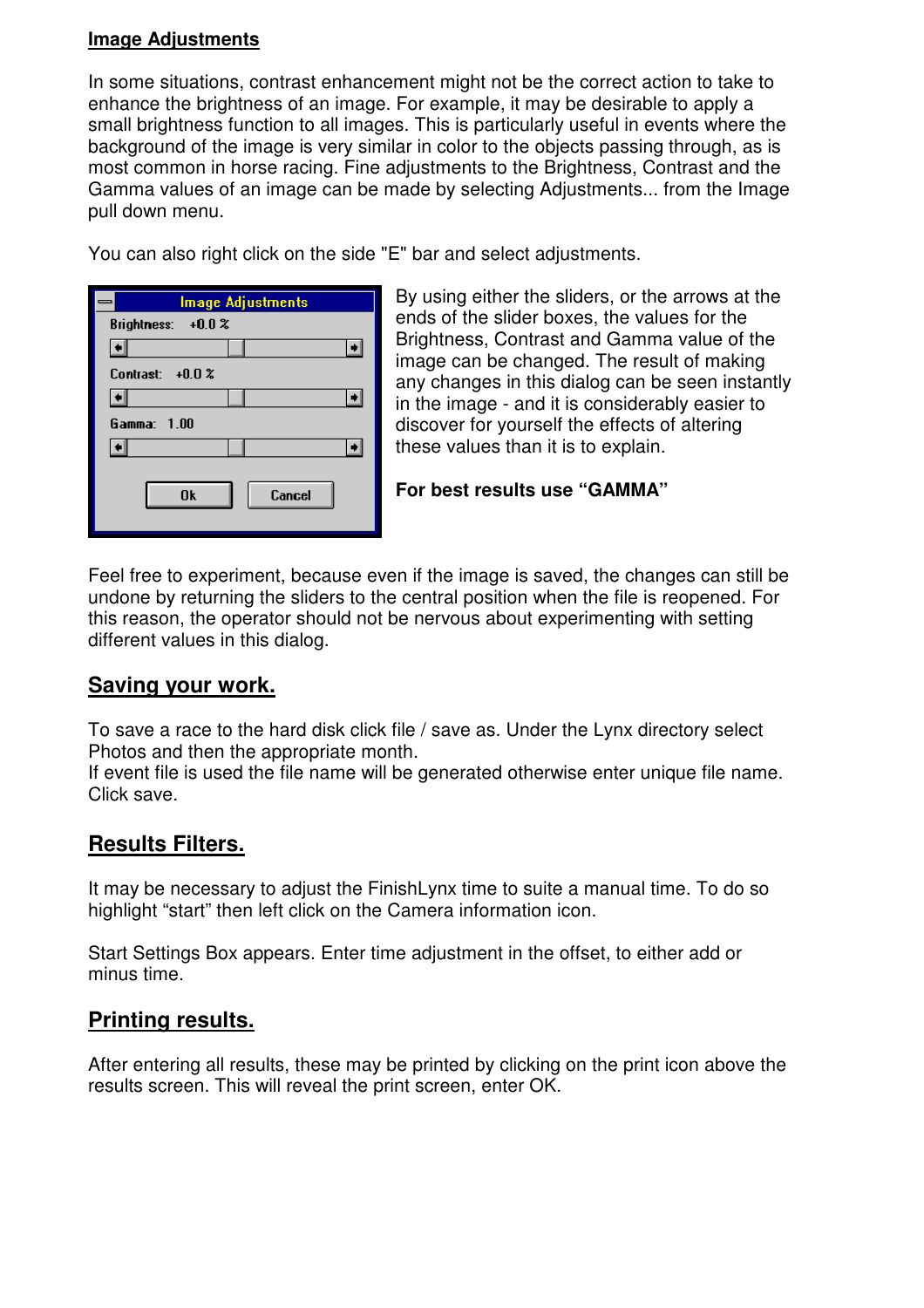## Image Adjustments

In some situations, contrast enhancement might not be the correct action to take to enhance the brightness of an image. For example, it may be desirable to apply a small brightness function to all images. This is particularly useful in events where the background of the image is very similar in color to the objects passing through, as is most common in horse racing. Fine adjustments to the Brightness, Contrast and the Gamma values of an image can be made by selecting Adjustments... from the Image pull down menu.

You can also right click on the side "E" bar and select adjustments.

By using either the sliders, or the arrows at the ends of the slider boxes, the values for the Brightness, Contrast and Gamma value of the image can be changed. The result of making any changes in this dialog can be seen instantly in the image - and it is considerably easier to discover for yourself the effects of altering these values than it is to explain.

**For best results use "GAMMA"**

Feel free to experiment, because even if the image is saved, the changes can still be undone by returning the sliders to the central position when the file is reopened. For this reason, the operator should not be nervous about experimenting with setting different values in this dialog.

## Saving your work.

To save a race to the hard disk click file / save as. Under the Lynx directory select Photos and then the appropriate month.
If event file is used the file name will be generated otherwise enter unique file name. Click save.

## Results Filters.

It may be necessary to adjust the FinishLynx time to suite a manual time. To do so highlight "start" then left click on the Camera information icon.

Start Settings Box appears. Enter time adjustment in the offset, to either add or minus time.

## Printing results.

After entering all results, these may be printed by clicking on the print icon above the results screen. This will reveal the print screen, enter OK.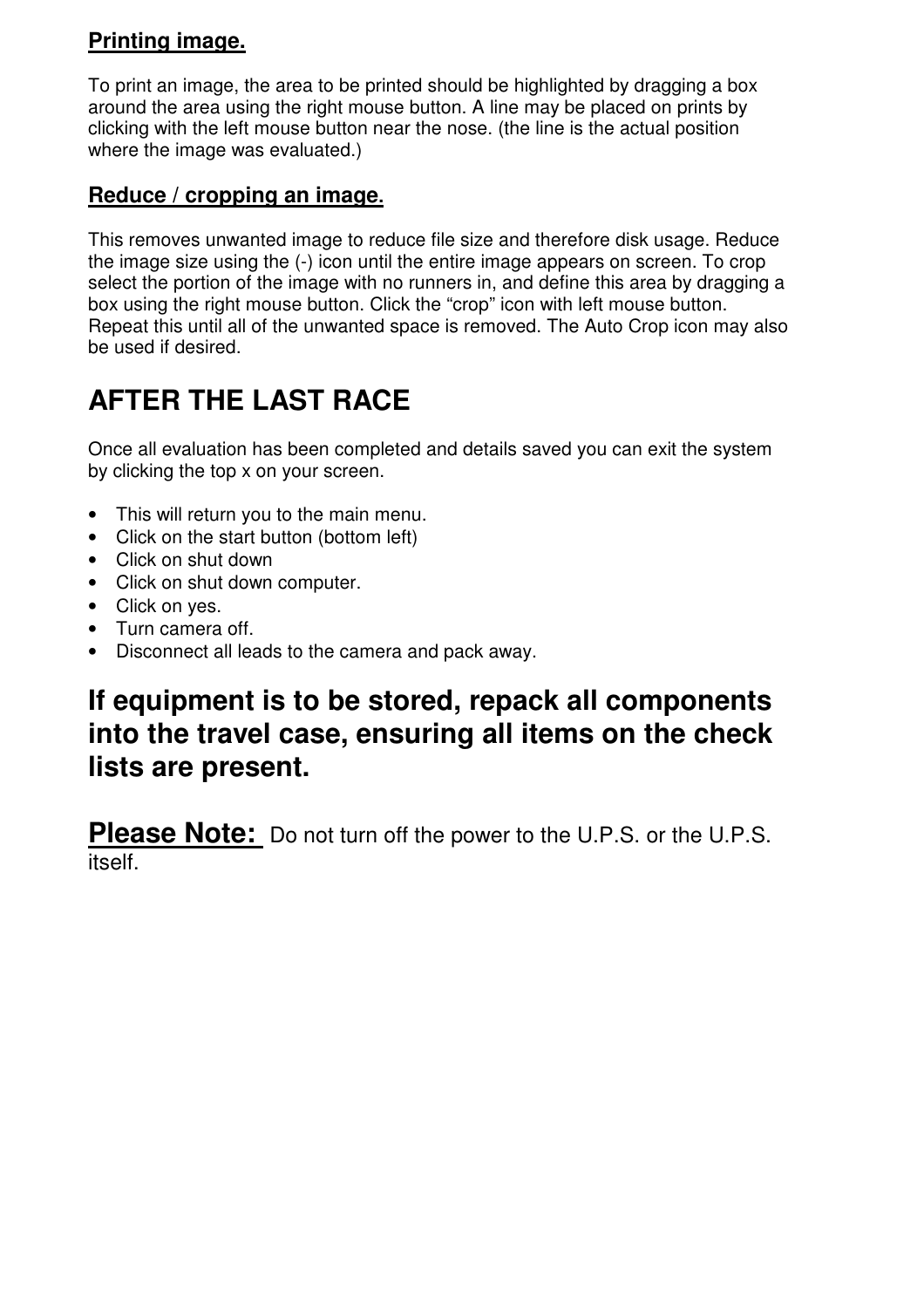### Printing image.

To print an image, the area to be printed should be highlighted by dragging a box around the area using the right mouse button. A line may be placed on prints by clicking with the left mouse button near the nose. (the line is the actual position where the image was evaluated.)

### Reduce / cropping an image.

This removes unwanted image to reduce file size and therefore disk usage. Reduce the image size using the (-) icon until the entire image appears on screen. To crop select the portion of the image with no runners in, and define this area by dragging a box using the right mouse button. Click the "crop" icon with left mouse button. Repeat this until all of the unwanted space is removed. The Auto Crop icon may also be used if desired.

# AFTER THE LAST RACE

Once all evaluation has been completed and details saved you can exit the system by clicking the top x on your screen.

- This will return you to the main menu.
- Click on the start button (bottom left)
- Click on shut down
- Click on shut down computer.
- Click on yes.
- Turn camera off.
- Disconnect all leads to the camera and pack away.

## If equipment is to be stored, repack all components into the travel case, ensuring all items on the check lists are present.

**Please Note:** Do not turn off the power to the U.P.S. or the U.P.S. itself.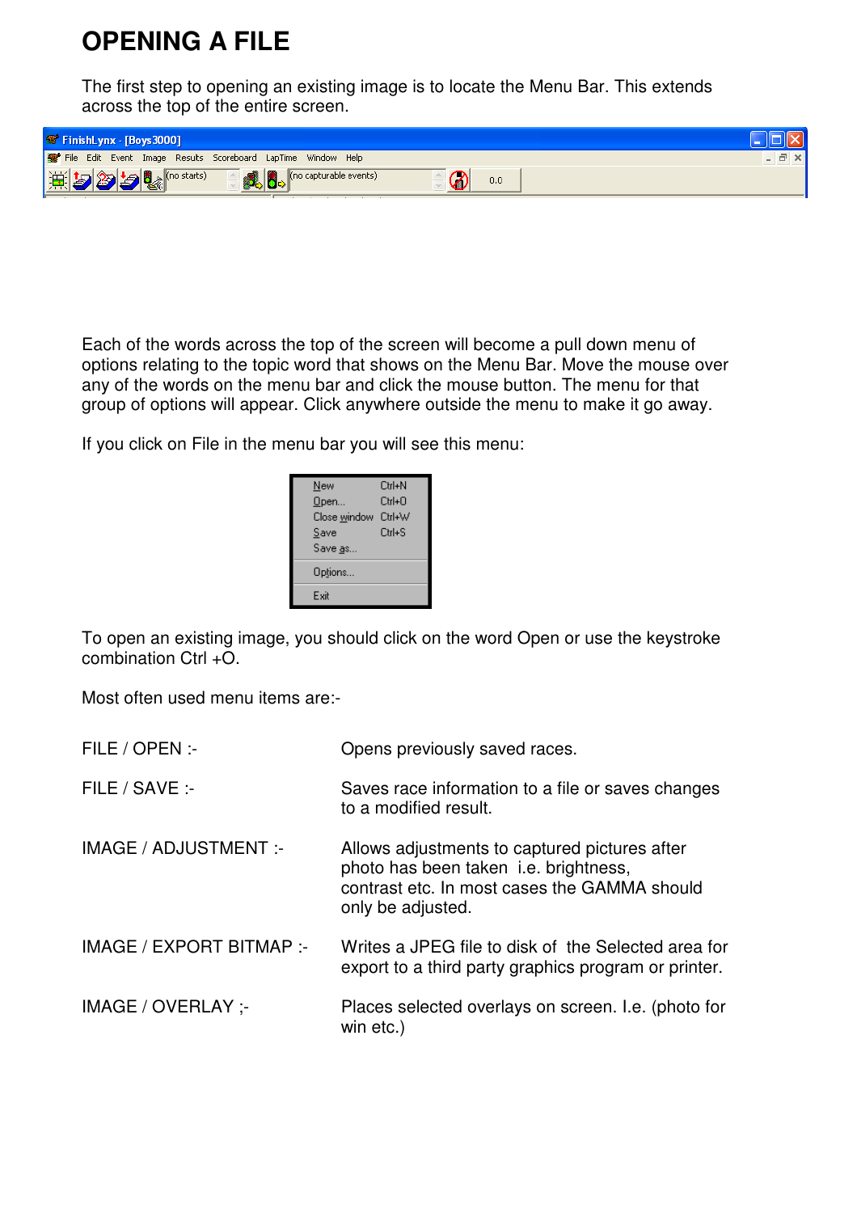# OPENING A FILE

The first step to opening an existing image is to locate the Menu Bar. This extends across the top of the entire screen.

Each of the words across the top of the screen will become a pull down menu of options relating to the topic word that shows on the Menu Bar. Move the mouse over any of the words on the menu bar and click the mouse button. The menu for that group of options will appear. Click anywhere outside the menu to make it go away.

If you click on File in the menu bar you will see this menu:

To open an existing image, you should click on the word Open or use the keystroke combination Ctrl +O.

Most often used menu items are:-

| | |
|---|---|
| FILE / OPEN :- | Opens previously saved races. |
| FILE / SAVE :- | Saves race information to a file or saves changes to a modified result. |
| IMAGE / ADJUSTMENT :- | Allows adjustments to captured pictures after photo has been taken i.e. brightness, contrast etc. In most cases the GAMMA should only be adjusted. |
| IMAGE / EXPORT BITMAP :- | Writes a JPEG file to disk of the Selected area for export to a third party graphics program or printer. |
| IMAGE / OVERLAY ;- | Places selected overlays on screen. I.e. (photo for win etc.) |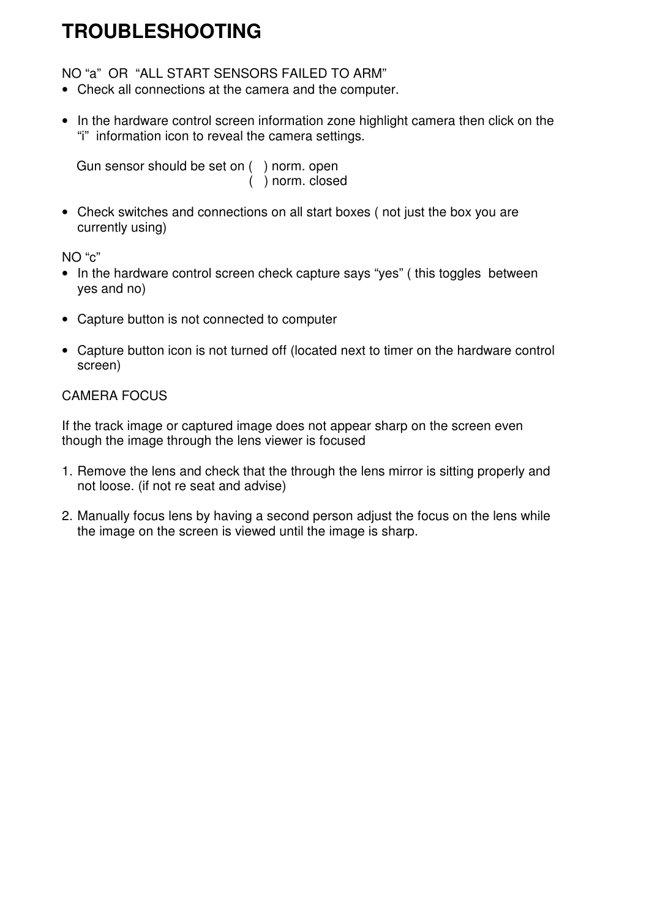# TROUBLESHOOTING

NO “a”  OR  “ALL START SENSORS FAILED TO ARM”

- Check all connections at the camera and the computer.

- In the hardware control screen information zone highlight camera then click on the “i”  information icon to reveal the camera settings.

  Gun sensor should be set on (   ) norm. open
  (   ) norm. closed

- Check switches and connections on all start boxes ( not just the box you are currently using)

NO “c”

- In the hardware control screen check capture says “yes” ( this toggles  between yes and no)

- Capture button is not connected to computer

- Capture button icon is not turned off (located next to timer on the hardware control screen)

CAMERA FOCUS

If the track image or captured image does not appear sharp on the screen even though the image through the lens viewer is focused

1. Remove the lens and check that the through the lens mirror is sitting properly and not loose. (if not re seat and advise)

2. Manually focus lens by having a second person adjust the focus on the lens while the image on the screen is viewed until the image is sharp.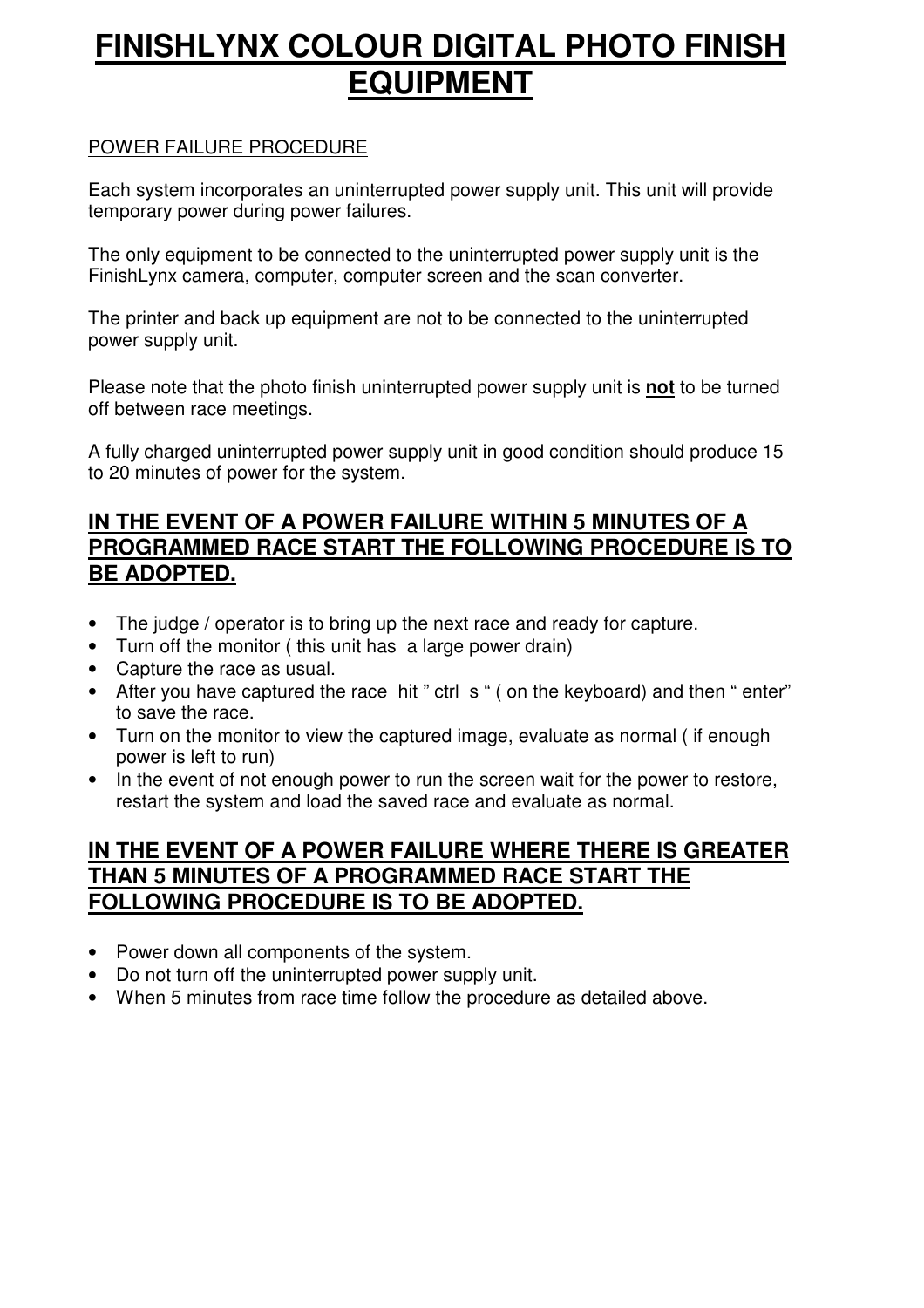# FINISHLYNX COLOUR DIGITAL PHOTO FINISH EQUIPMENT

POWER FAILURE PROCEDURE

Each system incorporates an uninterrupted power supply unit. This unit will provide temporary power during power failures.

The only equipment to be connected to the uninterrupted power supply unit is the FinishLynx camera, computer, computer screen and the scan converter.

The printer and back up equipment are not to be connected to the uninterrupted power supply unit.

Please note that the photo finish uninterrupted power supply unit is **not** to be turned off between race meetings.

A fully charged uninterrupted power supply unit in good condition should produce 15 to 20 minutes of power for the system.

## IN THE EVENT OF A POWER FAILURE WITHIN 5 MINUTES OF A PROGRAMMED RACE START THE FOLLOWING PROCEDURE IS TO BE ADOPTED.

- The judge / operator is to bring up the next race and ready for capture.
- Turn off the monitor ( this unit has a large power drain)
- Capture the race as usual.
- After you have captured the race hit " ctrl s " ( on the keyboard) and then " enter" to save the race.
- Turn on the monitor to view the captured image, evaluate as normal ( if enough power is left to run)
- In the event of not enough power to run the screen wait for the power to restore, restart the system and load the saved race and evaluate as normal.

## IN THE EVENT OF A POWER FAILURE WHERE THERE IS GREATER THAN 5 MINUTES OF A PROGRAMMED RACE START THE FOLLOWING PROCEDURE IS TO BE ADOPTED.

- Power down all components of the system.
- Do not turn off the uninterrupted power supply unit.
- When 5 minutes from race time follow the procedure as detailed above.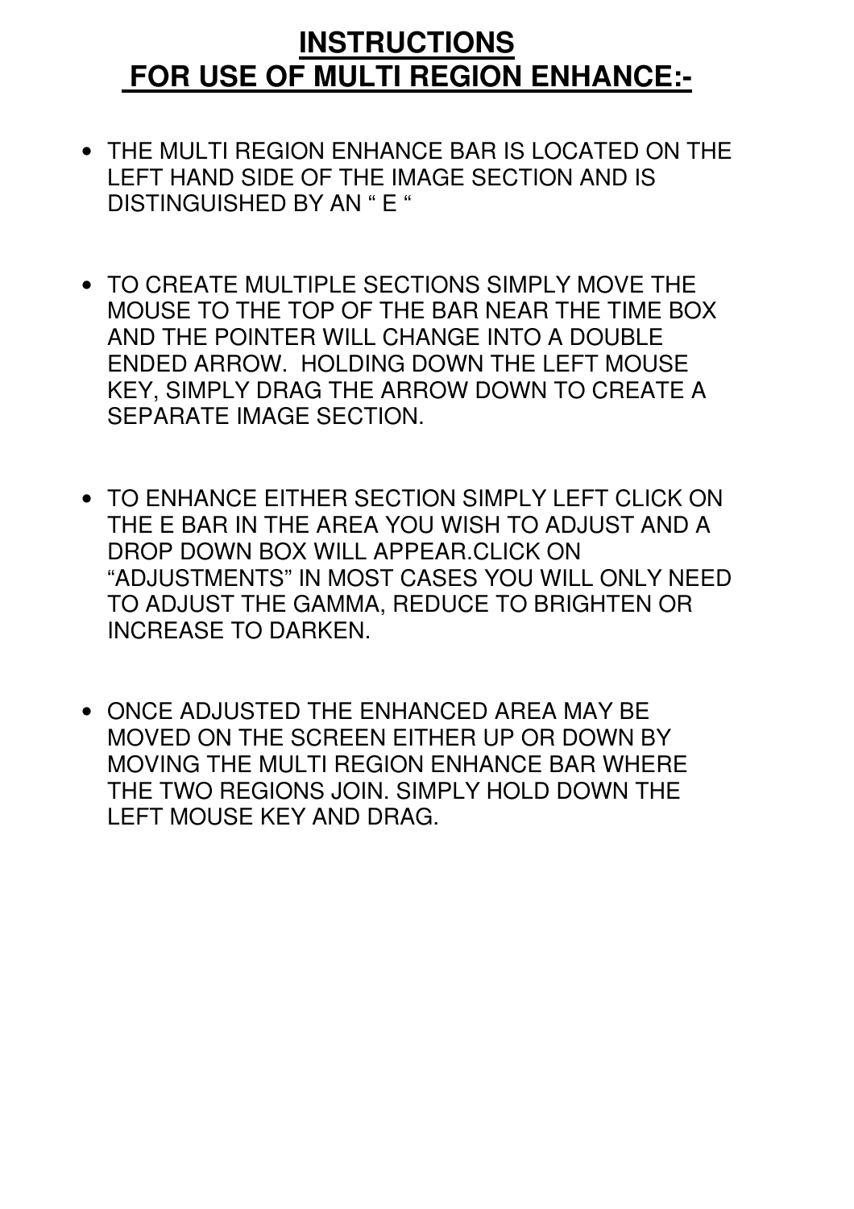# INSTRUCTIONS
# FOR USE OF MULTI REGION ENHANCE:-

- THE MULTI REGION ENHANCE BAR IS LOCATED ON THE LEFT HAND SIDE OF THE IMAGE SECTION AND IS DISTINGUISHED BY AN " E "

- TO CREATE MULTIPLE SECTIONS SIMPLY MOVE THE MOUSE TO THE TOP OF THE BAR NEAR THE TIME BOX AND THE POINTER WILL CHANGE INTO A DOUBLE ENDED ARROW. HOLDING DOWN THE LEFT MOUSE KEY, SIMPLY DRAG THE ARROW DOWN TO CREATE A SEPARATE IMAGE SECTION.

- TO ENHANCE EITHER SECTION SIMPLY LEFT CLICK ON THE E BAR IN THE AREA YOU WISH TO ADJUST AND A DROP DOWN BOX WILL APPEAR.CLICK ON "ADJUSTMENTS" IN MOST CASES YOU WILL ONLY NEED TO ADJUST THE GAMMA, REDUCE TO BRIGHTEN OR INCREASE TO DARKEN.

- ONCE ADJUSTED THE ENHANCED AREA MAY BE MOVED ON THE SCREEN EITHER UP OR DOWN BY MOVING THE MULTI REGION ENHANCE BAR WHERE THE TWO REGIONS JOIN. SIMPLY HOLD DOWN THE LEFT MOUSE KEY AND DRAG.